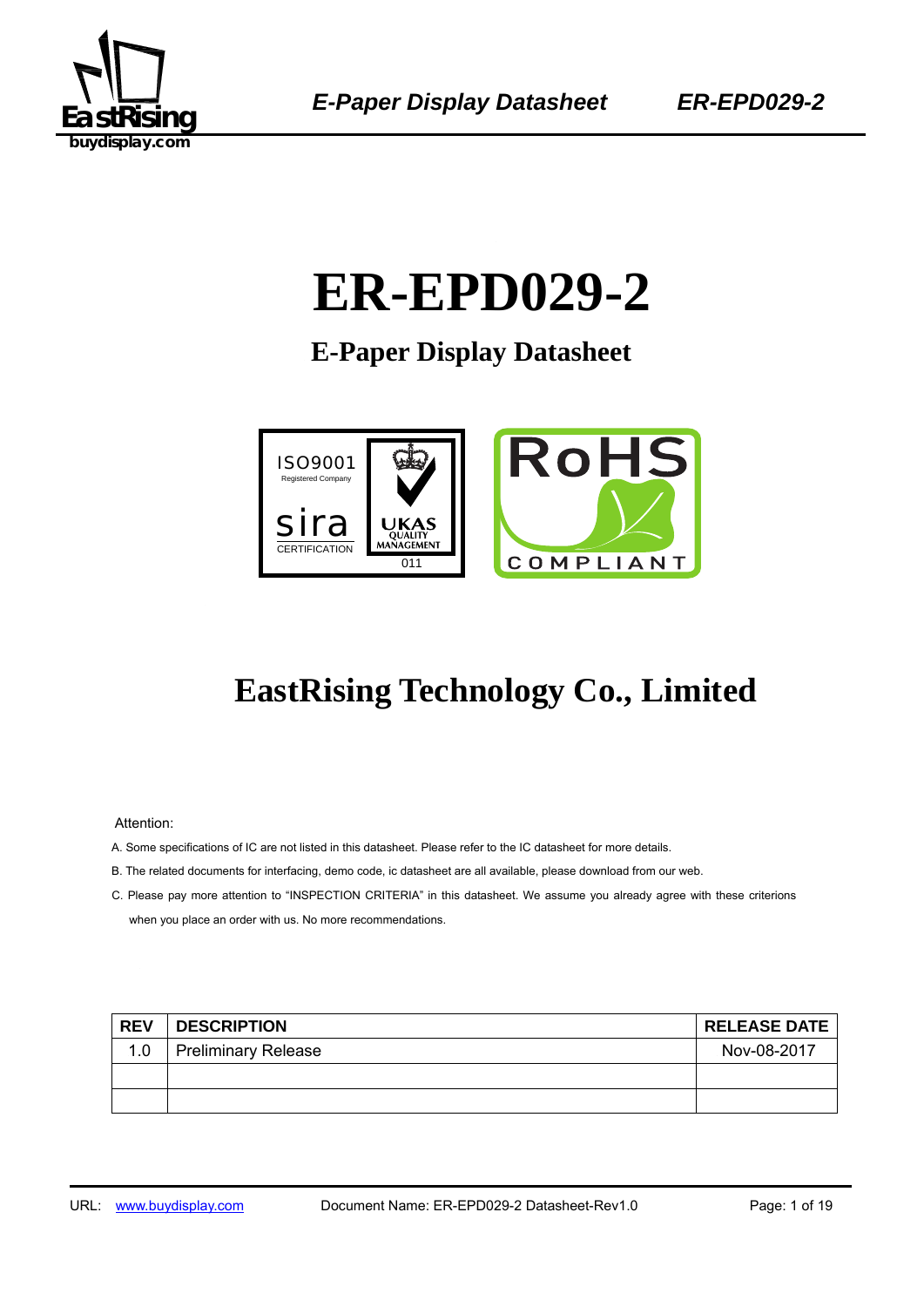# ER-EPD029-2

## E-Paper Display Datasheet

## EastRising Technology Co., Limited

Attention:

A. Some specifications of IC are not listed in this datasheet. Please refer to the IC datasheet for more details.

B. The related documents for interfacing, demo code, ic datasheet are all available, please download from our web.

C. Please pay more attention to "INSPECTION CRITERIA" in this datasheet. We assume you already agree with these criterions when you place an order with us. No more recommendations.

| REV | DESCRIPTION | RELEASE DATE |
|---|---|---|
| 1.0 | Preliminary Release | Nov-08-2017 |
| | | |
| | | |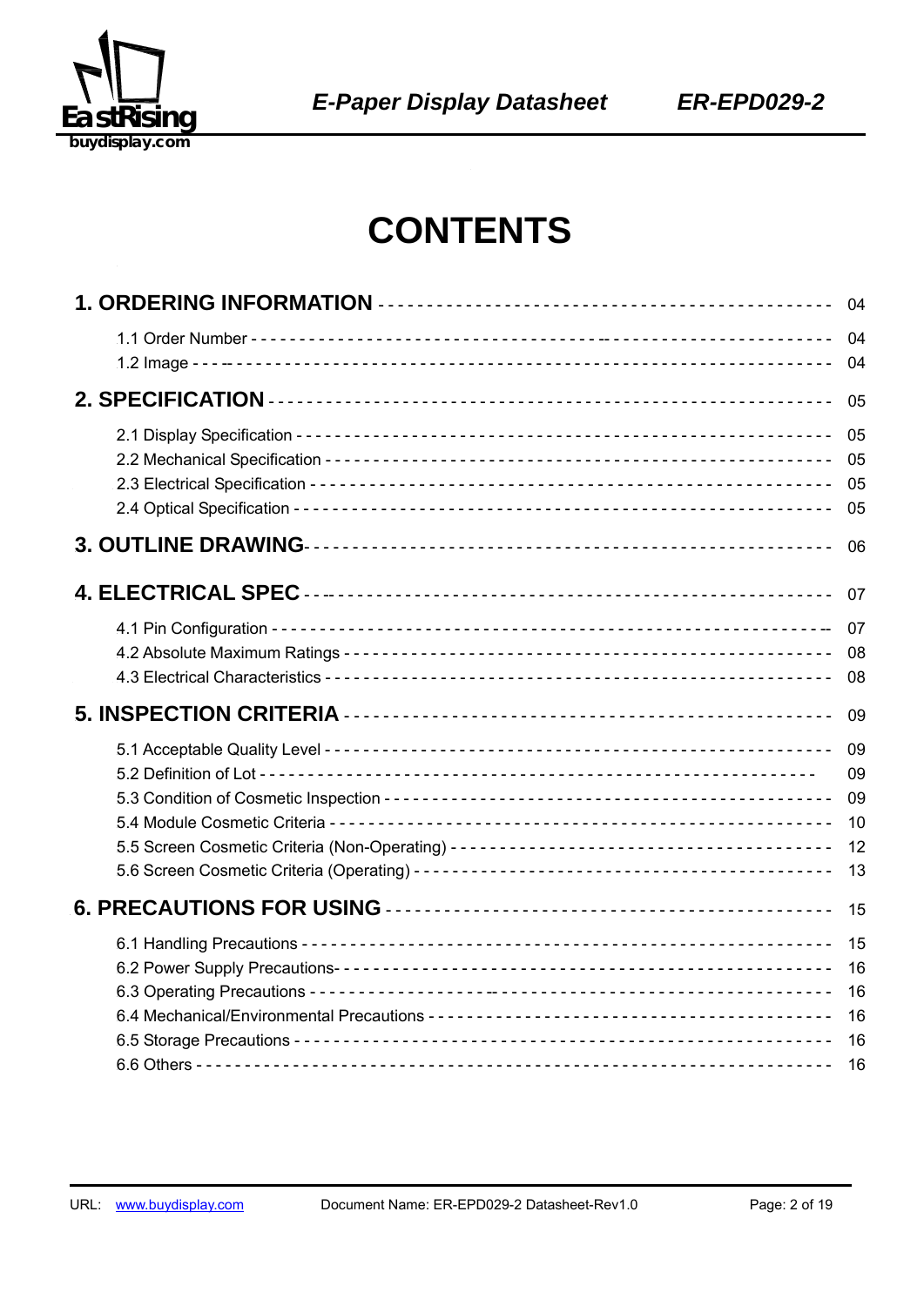# CONTENTS

| | |
|---|---|
| **1. ORDERING INFORMATION** | 04 |
| 1.1 Order Number | 04 |
| 1.2 Image | 04 |
| **2. SPECIFICATION** | 05 |
| 2.1 Display Specification | 05 |
| 2.2 Mechanical Specification | 05 |
| 2.3 Electrical Specification | 05 |
| 2.4 Optical Specification | 05 |
| **3. OUTLINE DRAWING** | 06 |
| **4. ELECTRICAL SPEC** | 07 |
| 4.1 Pin Configuration | 07 |
| 4.2 Absolute Maximum Ratings | 08 |
| 4.3 Electrical Characteristics | 08 |
| **5. INSPECTION CRITERIA** | 09 |
| 5.1 Acceptable Quality Level | 09 |
| 5.2 Definition of Lot | 09 |
| 5.3 Condition of Cosmetic Inspection | 09 |
| 5.4 Module Cosmetic Criteria | 10 |
| 5.5 Screen Cosmetic Criteria (Non-Operating) | 12 |
| 5.6 Screen Cosmetic Criteria (Operating) | 13 |
| **6. PRECAUTIONS FOR USING** | 15 |
| 6.1 Handling Precautions | 15 |
| 6.2 Power Supply Precautions | 16 |
| 6.3 Operating Precautions | 16 |
| 6.4 Mechanical/Environmental Precautions | 16 |
| 6.5 Storage Precautions | 16 |
| 6.6 Others | 16 |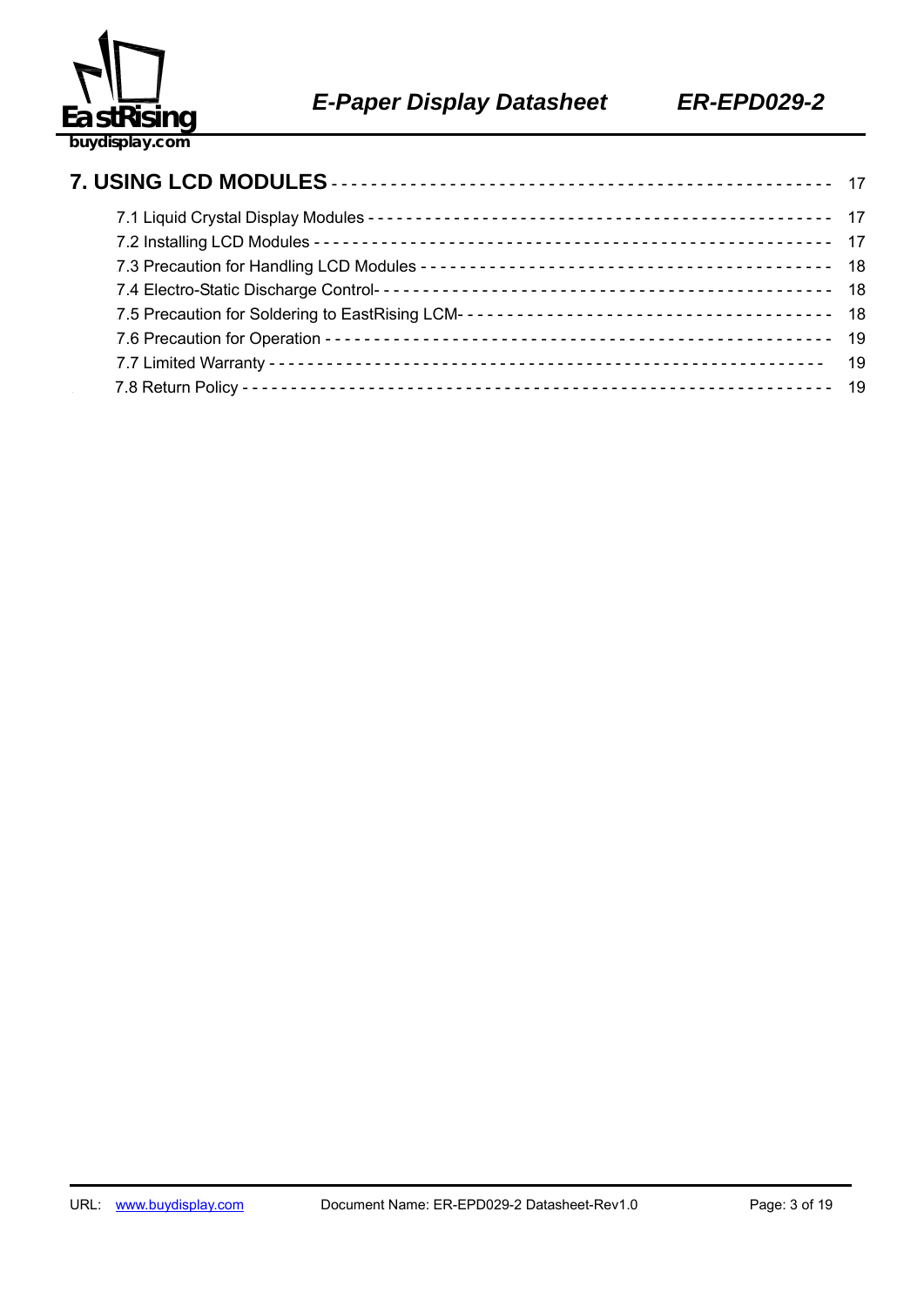**7. USING LCD MODULES** - - - - - - - - - - - - - - - - - - - - - - - - - - - - - - - - - - - - - - - - - - - - - - - - 17

- 7.1 Liquid Crystal Display Modules - - - - - - - - - - - - - - - - - - - - - - - - - - - - - - - - - - - - - - - - - - - - - - - 17
- 7.2 Installing LCD Modules - - - - - - - - - - - - - - - - - - - - - - - - - - - - - - - - - - - - - - - - - - - - - - - - - - - - - 17
- 7.3 Precaution for Handling LCD Modules - - - - - - - - - - - - - - - - - - - - - - - - - - - - - - - - - - - - - - - - - 18
- 7.4 Electro-Static Discharge Control- - - - - - - - - - - - - - - - - - - - - - - - - - - - - - - - - - - - - - - - - - - - - - 18
- 7.5 Precaution for Soldering to EastRising LCM- - - - - - - - - - - - - - - - - - - - - - - - - - - - - - - - - - - - - 18
- 7.6 Precaution for Operation - - - - - - - - - - - - - - - - - - - - - - - - - - - - - - - - - - - - - - - - - - - - - - - - - - - 19
- 7.7 Limited Warranty - - - - - - - - - - - - - - - - - - - - - - - - - - - - - - - - - - - - - - - - - - - - - - - - - - - - - - - - 19
- 7.8 Return Policy - - - - - - - - - - - - - - - - - - - - - - - - - - - - - - - - - - - - - - - - - - - - - - - - - - - - - - - - - - - 19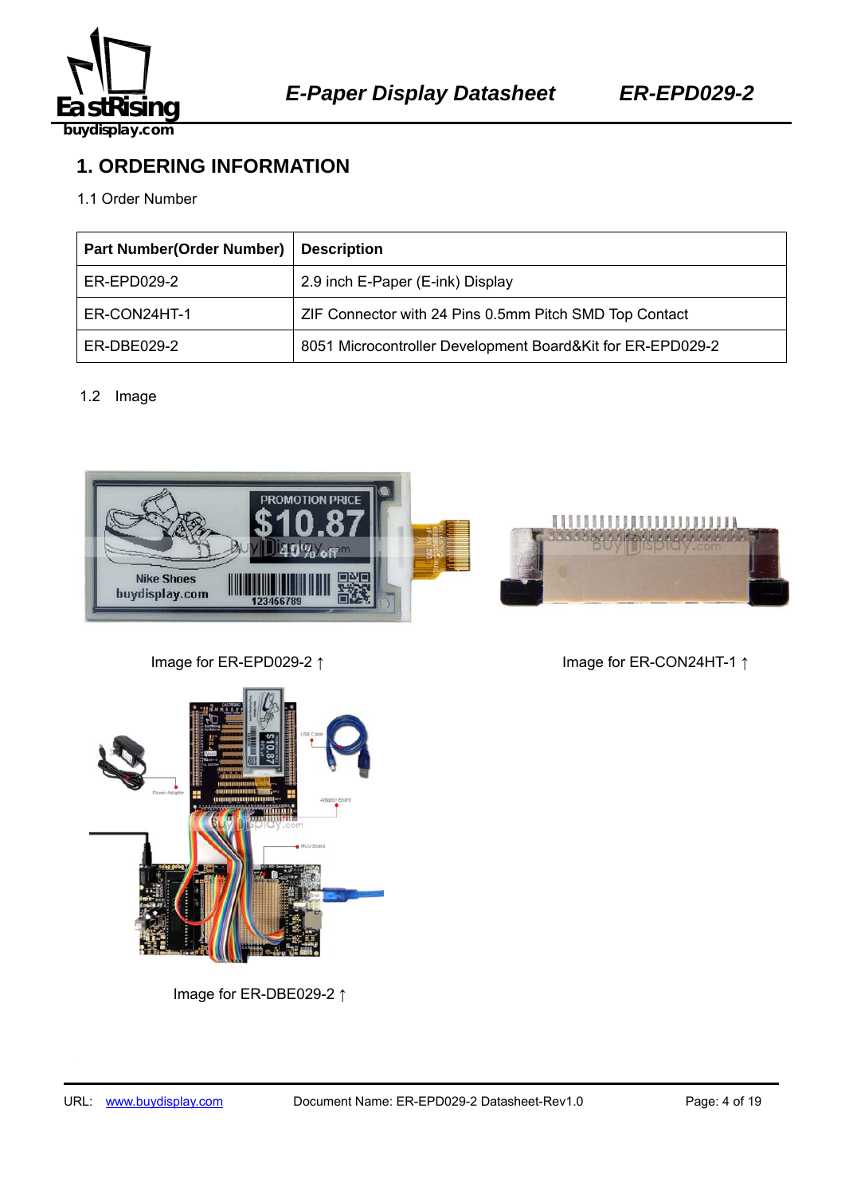# 1. ORDERING INFORMATION

1.1 Order Number

| Part Number(Order Number) | Description |
|---|---|
| ER-EPD029-2 | 2.9 inch E-Paper (E-ink) Display |
| ER-CON24HT-1 | ZIF Connector with 24 Pins 0.5mm Pitch SMD Top Contact |
| ER-DBE029-2 | 8051 Microcontroller Development Board&Kit for ER-EPD029-2 |

1.2 Image

Image for ER-EPD029-2 ↑

Image for ER-CON24HT-1 ↑

Image for ER-DBE029-2 ↑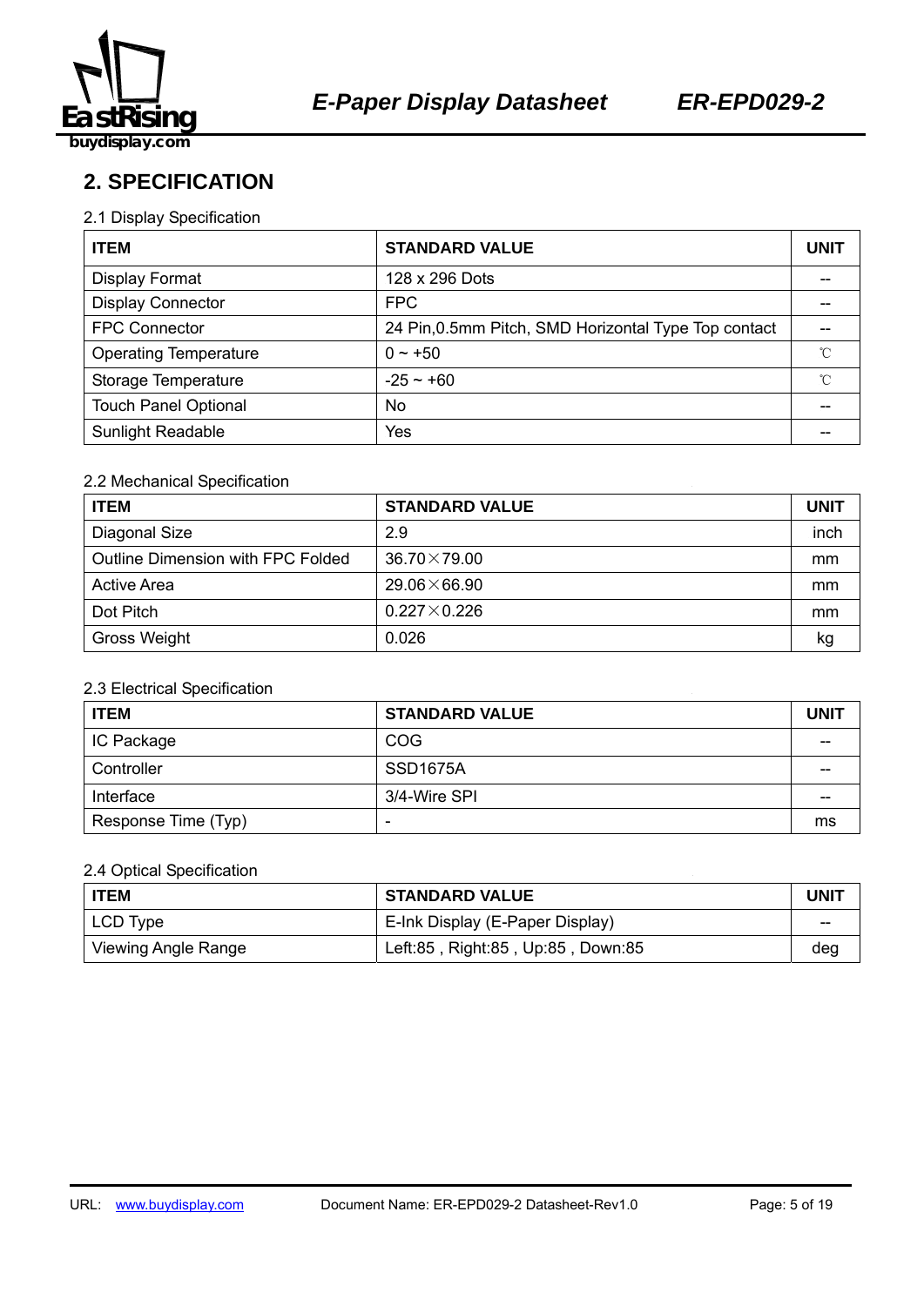## 2. SPECIFICATION

2.1 Display Specification

| ITEM | STANDARD VALUE | UNIT |
|---|---|---|
| Display Format | 128 x 296 Dots | -- |
| Display Connector | FPC | -- |
| FPC Connector | 24 Pin,0.5mm Pitch, SMD Horizontal Type Top contact | -- |
| Operating Temperature | 0 ~ +50 | ℃ |
| Storage Temperature | -25 ~ +60 | ℃ |
| Touch Panel Optional | No | -- |
| Sunlight Readable | Yes | -- |

2.2 Mechanical Specification

| ITEM | STANDARD VALUE | UNIT |
|---|---|---|
| Diagonal Size | 2.9 | inch |
| Outline Dimension with FPC Folded | 36.70×79.00 | mm |
| Active Area | 29.06×66.90 | mm |
| Dot Pitch | 0.227×0.226 | mm |
| Gross Weight | 0.026 | kg |

2.3 Electrical Specification

| ITEM | STANDARD VALUE | UNIT |
|---|---|---|
| IC Package | COG | -- |
| Controller | SSD1675A | -- |
| Interface | 3/4-Wire SPI | -- |
| Response Time (Typ) | - | ms |

2.4 Optical Specification

| ITEM | STANDARD VALUE | UNIT |
|---|---|---|
| LCD Type | E-Ink Display (E-Paper Display) | -- |
| Viewing Angle Range | Left:85 , Right:85 , Up:85 , Down:85 | deg |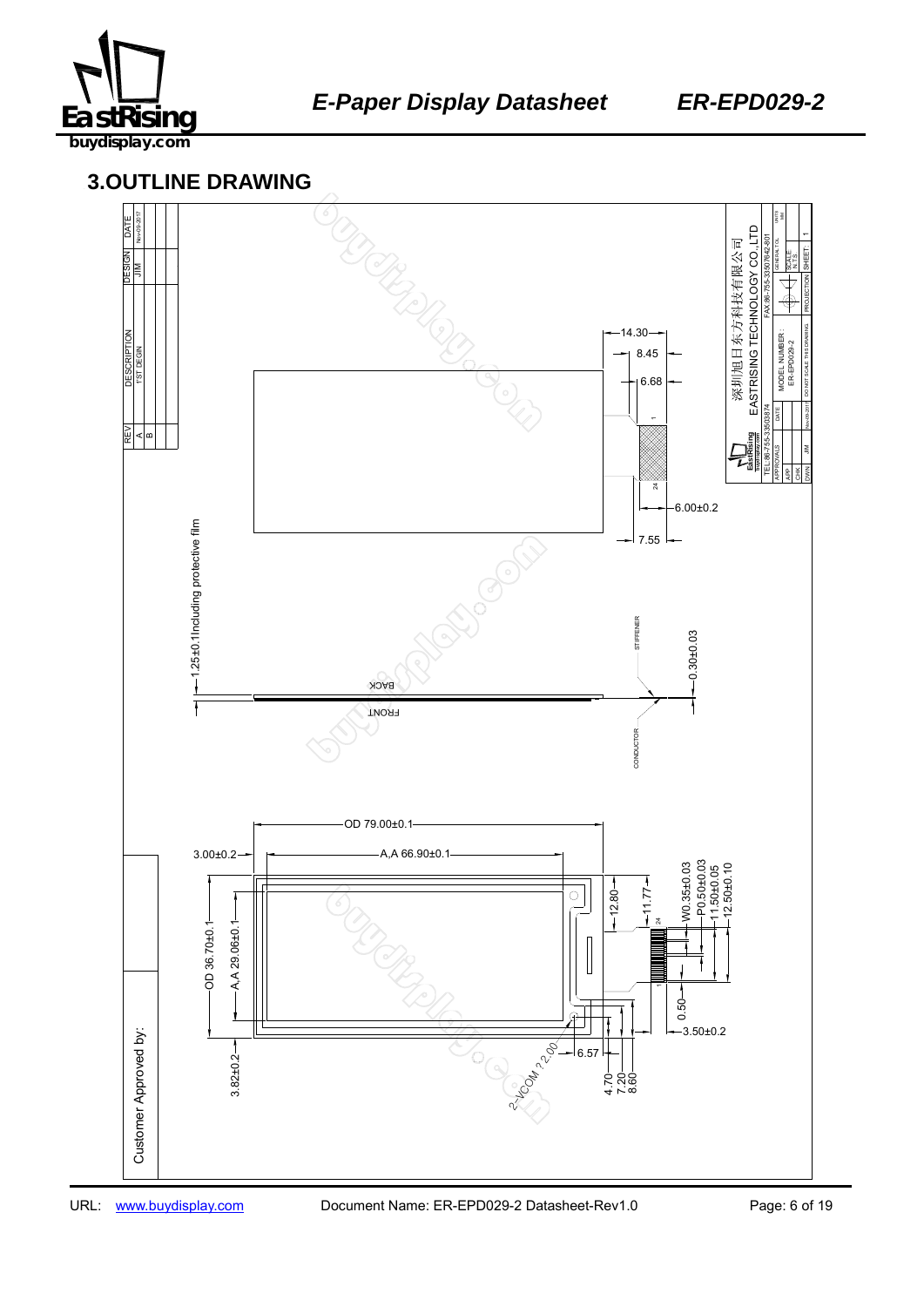## 3.OUTLINE DRAWING

| REV | DESCRIPTION | DESIGN | DATE |
|---|---|---|---|
| A | 1'ST DESIGN | JIM | Nov-09-2017 |
| B | | | |

深圳旭日东方科技有限公司
EASTRISING TECHNOLOGY CO.,LTD

TEL:86-755-33503874 FAX:86-755-33507642-801

MODEL NUMBER : ER-EPD029-2

14.30
8.45
6.68
6.00±0.2
7.55
1.25±0.1Including protective film
STIFFENER
0.30±0.03
BACK
FRONT
CONDUCTOR

OD 79.00±0.1
3.00±0.2
A,A 66.90±0.1
12.80
11.77
W0.35±0.03
P0.50±0.03
11.50±0.05
12.50±0.10
OD 36.70±0.1
A,A 29.06±0.1
0.50
3.50±0.2
3.82±0.2
6.57
2-VCOM ? 2.00
4.70
7.20
8.60

Customer Approved by: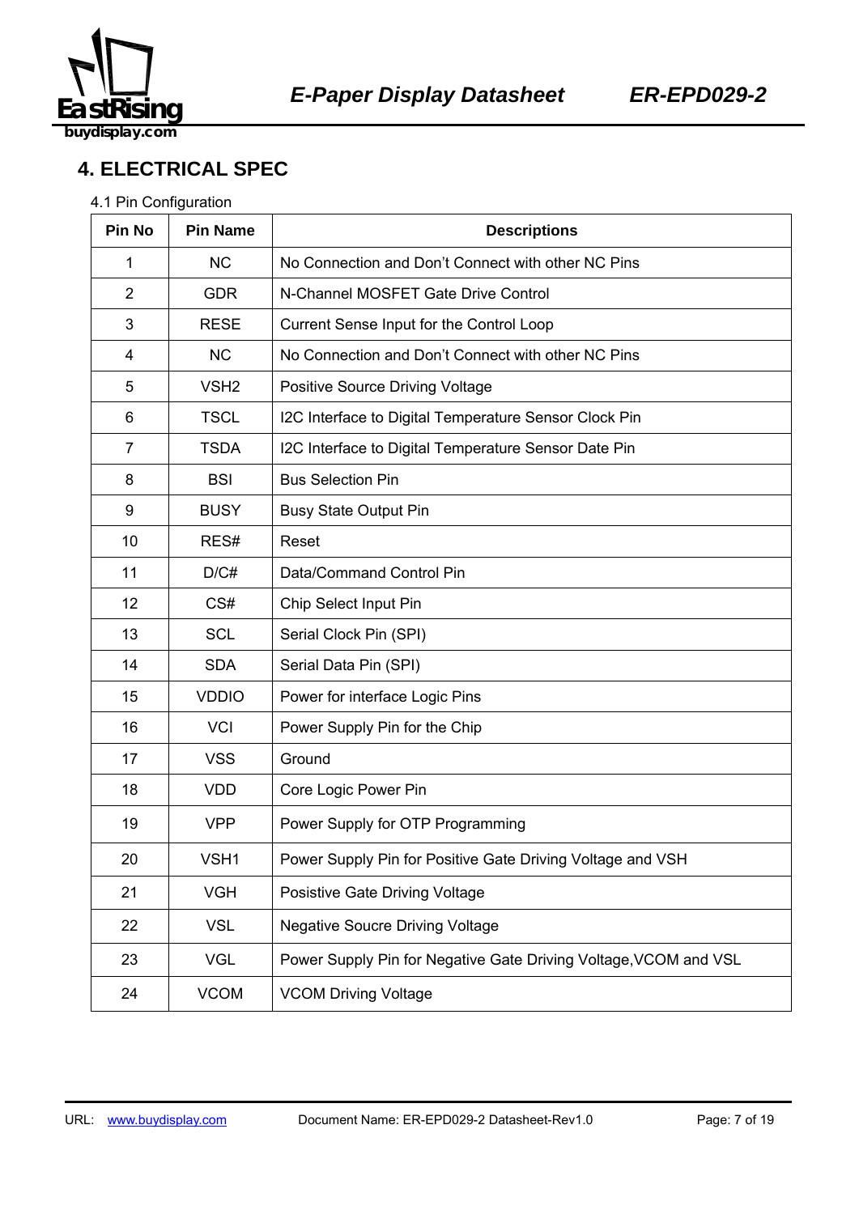# 4. ELECTRICAL SPEC

4.1 Pin Configuration

| Pin No | Pin Name | Descriptions |
|---|---|---|
| 1 | NC | No Connection and Don't Connect with other NC Pins |
| 2 | GDR | N-Channel MOSFET Gate Drive Control |
| 3 | RESE | Current Sense Input for the Control Loop |
| 4 | NC | No Connection and Don't Connect with other NC Pins |
| 5 | VSH2 | Positive Source Driving Voltage |
| 6 | TSCL | I2C Interface to Digital Temperature Sensor Clock Pin |
| 7 | TSDA | I2C Interface to Digital Temperature Sensor Date Pin |
| 8 | BSI | Bus Selection Pin |
| 9 | BUSY | Busy State Output Pin |
| 10 | RES# | Reset |
| 11 | D/C# | Data/Command Control Pin |
| 12 | CS# | Chip Select Input Pin |
| 13 | SCL | Serial Clock Pin (SPI) |
| 14 | SDA | Serial Data Pin (SPI) |
| 15 | VDDIO | Power for interface Logic Pins |
| 16 | VCI | Power Supply Pin for the Chip |
| 17 | VSS | Ground |
| 18 | VDD | Core Logic Power Pin |
| 19 | VPP | Power Supply for OTP Programming |
| 20 | VSH1 | Power Supply Pin for Positive Gate Driving Voltage and VSH |
| 21 | VGH | Posistive Gate Driving Voltage |
| 22 | VSL | Negative Soucre Driving Voltage |
| 23 | VGL | Power Supply Pin for Negative Gate Driving Voltage,VCOM and VSL |
| 24 | VCOM | VCOM Driving Voltage |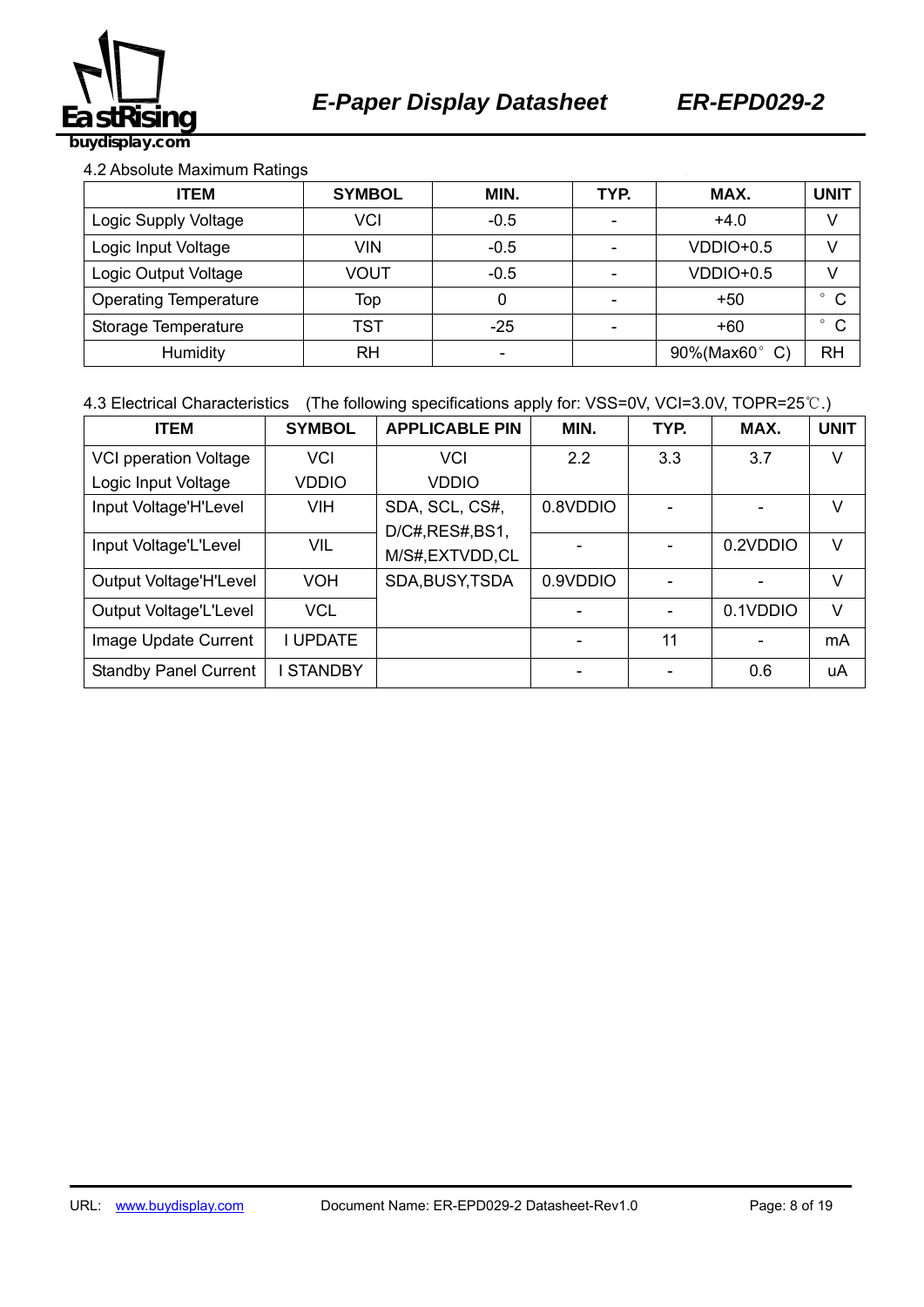4.2 Absolute Maximum Ratings

| ITEM | SYMBOL | MIN. | TYP. | MAX. | UNIT |
|---|---|---|---|---|---|
| Logic Supply Voltage | VCI | -0.5 | - | +4.0 | V |
| Logic Input Voltage | VIN | -0.5 | - | VDDIO+0.5 | V |
| Logic Output Voltage | VOUT | -0.5 | - | VDDIO+0.5 | V |
| Operating Temperature | Top | 0 | - | +50 | ° C |
| Storage Temperature | TST | -25 | - | +60 | ° C |
| Humidity | RH | - | | 90%(Max60° C) | RH |

4.3 Electrical Characteristics (The following specifications apply for: VSS=0V, VCI=3.0V, TOPR=25℃.)

| ITEM | SYMBOL | APPLICABLE PIN | MIN. | TYP. | MAX. | UNIT |
|---|---|---|---|---|---|---|
| VCI pperation Voltage<br>Logic Input Voltage | VCI<br>VDDIO | VCI<br>VDDIO | 2.2 | 3.3 | 3.7 | V |
| Input Voltage'H'Level | VIH | SDA, SCL, CS#, D/C#,RES#,BS1, M/S#,EXTVDD,CL | 0.8VDDIO | - | - | V |
| Input Voltage'L'Level | VIL | | - | - | 0.2VDDIO | V |
| Output Voltage'H'Level | VOH | SDA,BUSY,TSDA | 0.9VDDIO | - | - | V |
| Output Voltage'L'Level | VCL | | - | - | 0.1VDDIO | V |
| Image Update Current | I UPDATE | | - | 11 | - | mA |
| Standby Panel Current | I STANDBY | | - | - | 0.6 | uA |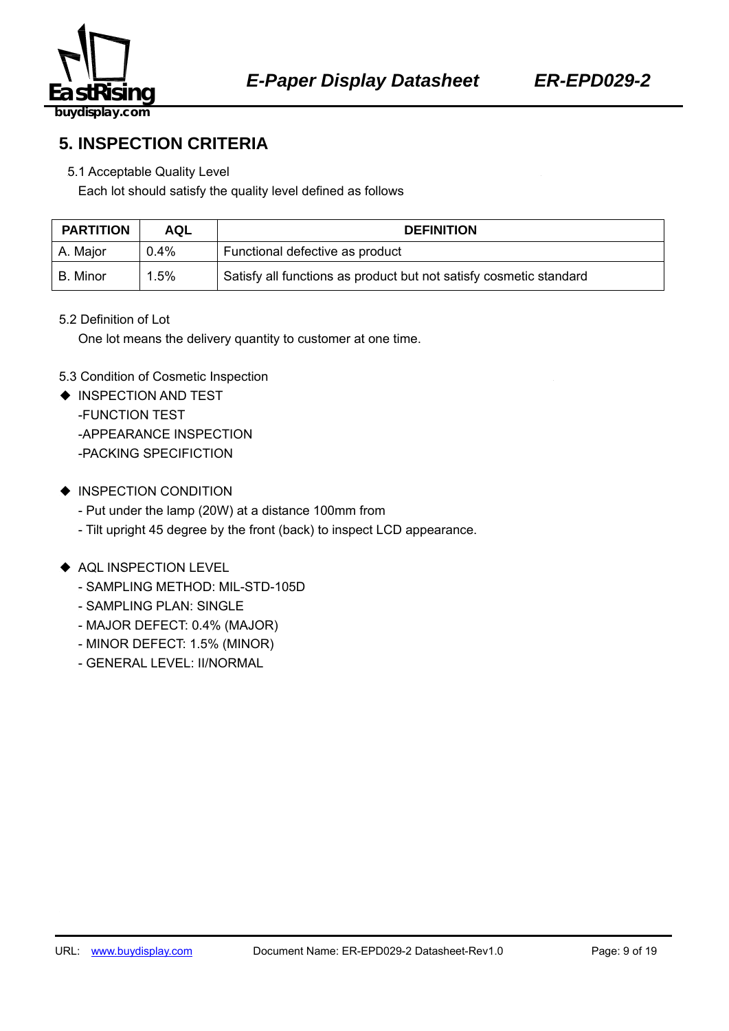## 5. INSPECTION CRITERIA

5.1 Acceptable Quality Level

Each lot should satisfy the quality level defined as follows

| PARTITION | AQL | DEFINITION |
|---|---|---|
| A. Major | 0.4% | Functional defective as product |
| B. Minor | 1.5% | Satisfy all functions as product but not satisfy cosmetic standard |

5.2 Definition of Lot

One lot means the delivery quantity to customer at one time.

5.3 Condition of Cosmetic Inspection

- ◆ INSPECTION AND TEST
  - -FUNCTION TEST
  - -APPEARANCE INSPECTION
  - -PACKING SPECIFICTION

- ◆ INSPECTION CONDITION
  - - Put under the lamp (20W) at a distance 100mm from
  - - Tilt upright 45 degree by the front (back) to inspect LCD appearance.

- ◆ AQL INSPECTION LEVEL
  - - SAMPLING METHOD: MIL-STD-105D
  - - SAMPLING PLAN: SINGLE
  - - MAJOR DEFECT: 0.4% (MAJOR)
  - - MINOR DEFECT: 1.5% (MINOR)
  - - GENERAL LEVEL: II/NORMAL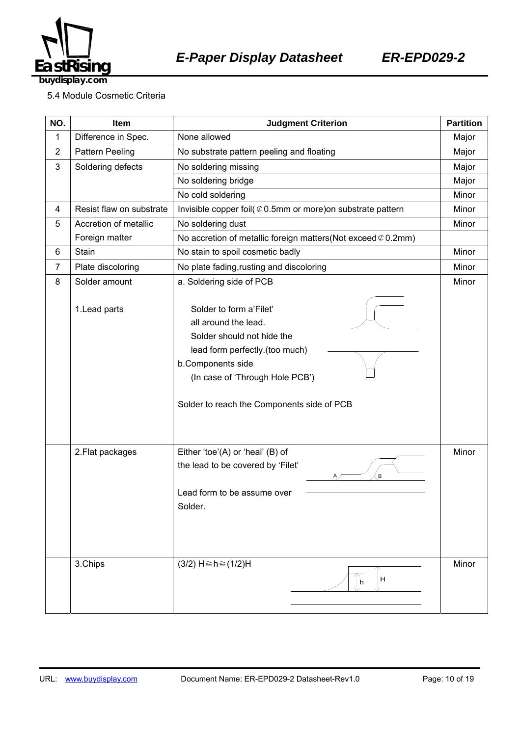5.4 Module Cosmetic Criteria

| NO. | Item | Judgment Criterion | Partition |
|---|---|---|---|
| 1 | Difference in Spec. | None allowed | Major |
| 2 | Pattern Peeling | No substrate pattern peeling and floating | Major |
| 3 | Soldering defects | No soldering missing | Major |
| | | No soldering bridge | Major |
| | | No cold soldering | Minor |
| 4 | Resist flaw on substrate | Invisible copper foil(⊄0.5mm or more)on substrate pattern | Minor |
| 5 | Accretion of metallic | No soldering dust | Minor |
| | Foreign matter | No accretion of metallic foreign matters(Not exceed⊄0.2mm) | |
| 6 | Stain | No stain to spoil cosmetic badly | Minor |
| 7 | Plate discoloring | No plate fading,rusting and discoloring | Minor |
| 8 | Solder amount<br><br>1.Lead parts | a. Soldering side of PCB<br><br>Solder to form a'Filet' all around the lead.<br>Solder should not hide the lead form perfectly.(too much)<br>b.Components side<br>(In case of 'Through Hole PCB')<br><br>Solder to reach the Components side of PCB | Minor |
| | 2.Flat packages | Either 'toe'(A) or 'heal' (B) of the lead to be covered by 'Filet'<br><br>Lead form to be assume over Solder. | Minor |
| | 3.Chips | (3/2) H≧h≧(1/2)H | Minor |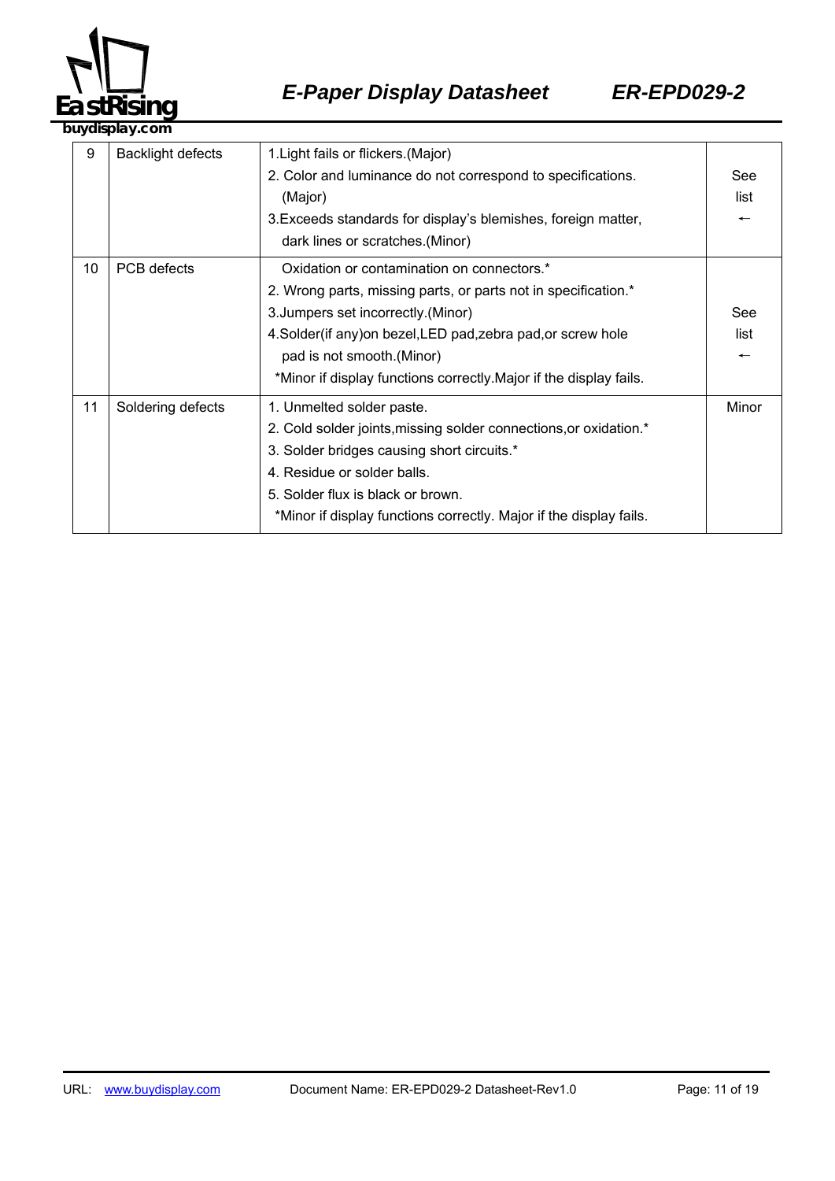| 9 | Backlight defects | 1.Light fails or flickers.(Major)<br>2. Color and luminance do not correspond to specifications. (Major)<br>3.Exceeds standards for display's blemishes, foreign matter, dark lines or scratches.(Minor) | See list ← |
|---|---|---|---|
| 10 | PCB defects | Oxidation or contamination on connectors.*<br>2. Wrong parts, missing parts, or parts not in specification.*<br>3.Jumpers set incorrectly.(Minor)<br>4.Solder(if any)on bezel,LED pad,zebra pad,or screw hole pad is not smooth.(Minor)<br>*Minor if display functions correctly.Major if the display fails. | See list ← |
| 11 | Soldering defects | 1. Unmelted solder paste.<br>2. Cold solder joints,missing solder connections,or oxidation.*<br>3. Solder bridges causing short circuits.*<br>4. Residue or solder balls.<br>5. Solder flux is black or brown.<br>*Minor if display functions correctly. Major if the display fails. | Minor |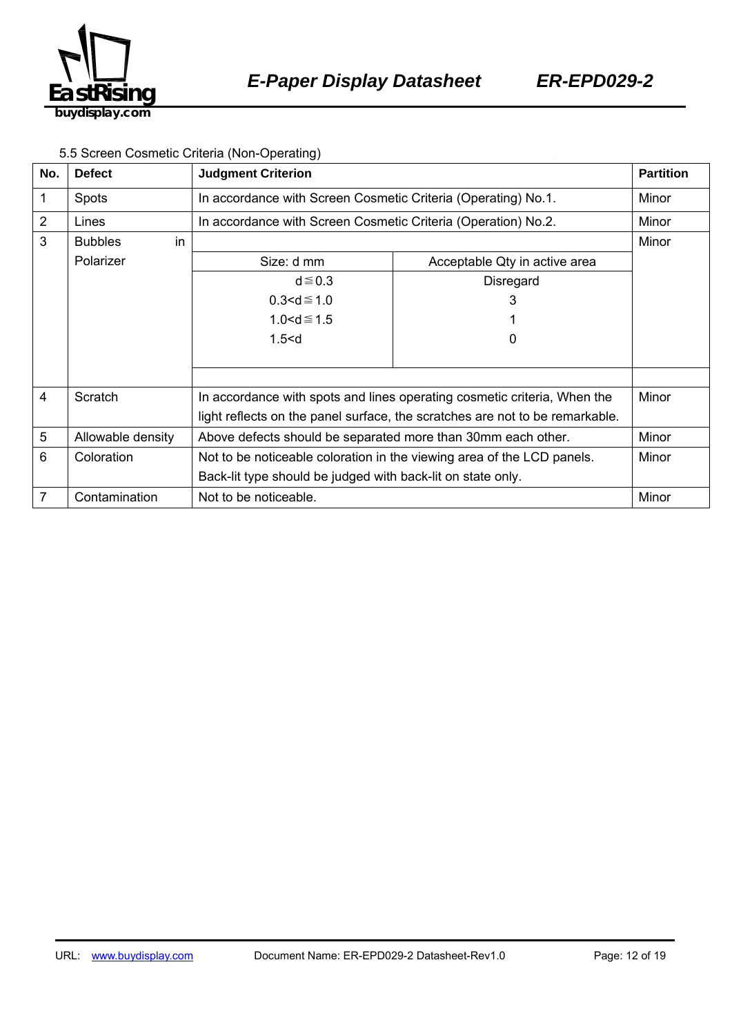5.5 Screen Cosmetic Criteria (Non-Operating)

| No. | Defect | Judgment Criterion | | Partition |
|---|---|---|---|---|
| 1 | Spots | In accordance with Screen Cosmetic Criteria (Operating) No.1. | | Minor |
| 2 | Lines | In accordance with Screen Cosmetic Criteria (Operation) No.2. | | Minor |
| 3 | Bubbles in Polarizer | Size: d mm | Acceptable Qty in active area | Minor |
| | | d≦0.3 | Disregard | |
| | | 0.3<d≦1.0 | 3 | |
| | | 1.0<d≦1.5 | 1 | |
| | | 1.5<d | 0 | |
| 4 | Scratch | In accordance with spots and lines operating cosmetic criteria, When the light reflects on the panel surface, the scratches are not to be remarkable. | | Minor |
| 5 | Allowable density | Above defects should be separated more than 30mm each other. | | Minor |
| 6 | Coloration | Not to be noticeable coloration in the viewing area of the LCD panels. Back-lit type should be judged with back-lit on state only. | | Minor |
| 7 | Contamination | Not to be noticeable. | | Minor |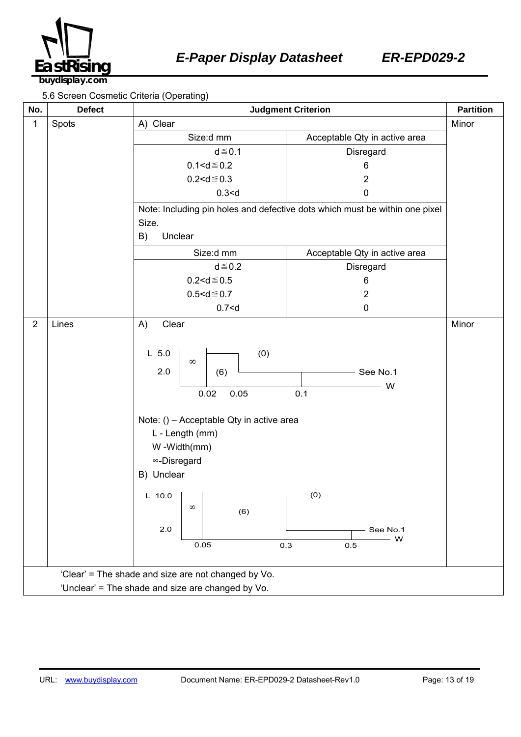5.6 Screen Cosmetic Criteria (Operating)

| No. | Defect | Judgment Criterion | Partition |
|---|---|---|---|
| 1 | Spots | A) Clear<br><br>Size:d mm / Acceptable Qty in active area<br>d≦0.1 — Disregard<br>0.1<d≦0.2 — 6<br>0.2<d≦0.3 — 2<br>0.3<d — 0<br><br>Note: Including pin holes and defective dots which must be within one pixel Size.<br><br>B) Unclear<br><br>Size:d mm / Acceptable Qty in active area<br>d≦0.2 — Disregard<br>0.2<d≦0.5 — 6<br>0.5<d≦0.7 — 2<br>0.7<d — 0 | Minor |
| 2 | Lines | A) Clear<br><br>L 5.0, 2.0; W 0.02, 0.05, 0.1; regions: ∞, (6), (0), See No.1<br><br>Note: () – Acceptable Qty in active area<br>L - Length (mm)<br>W -Width(mm)<br>∞-Disregard<br><br>B) Unclear<br><br>L 10.0, 2.0; W 0.05, 0.3, 0.5; regions: ∞, (6), (0), See No.1 | Minor |
| | | 'Clear' = The shade and size are not changed by Vo.<br>'Unclear' = The shade and size are changed by Vo. | |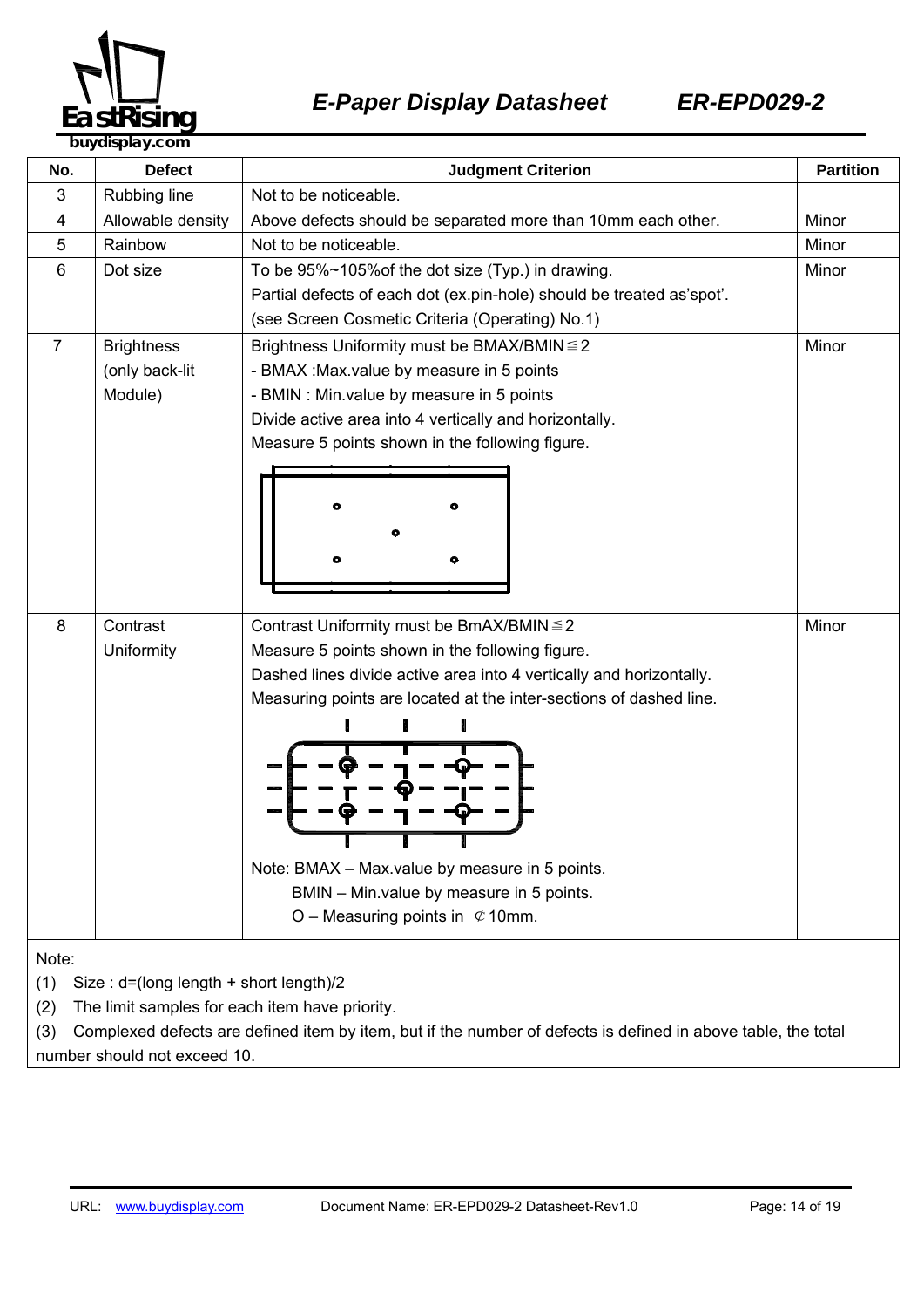| No. | Defect | Judgment Criterion | Partition |
|---|---|---|---|
| 3 | Rubbing line | Not to be noticeable. | |
| 4 | Allowable density | Above defects should be separated more than 10mm each other. | Minor |
| 5 | Rainbow | Not to be noticeable. | Minor |
| 6 | Dot size | To be 95%~105%of the dot size (Typ.) in drawing.<br>Partial defects of each dot (ex.pin-hole) should be treated as'spot'.<br>(see Screen Cosmetic Criteria (Operating) No.1) | Minor |
| 7 | Brightness (only back-lit Module) | Brightness Uniformity must be BMAX/BMIN≦2<br>- BMAX :Max.value by measure in 5 points<br>- BMIN : Min.value by measure in 5 points<br>Divide active area into 4 vertically and horizontally.<br>Measure 5 points shown in the following figure. | Minor |
| 8 | Contrast Uniformity | Contrast Uniformity must be BmAX/BMIN≦2<br>Measure 5 points shown in the following figure.<br>Dashed lines divide active area into 4 vertically and horizontally.<br>Measuring points are located at the inter-sections of dashed line.<br>Note: BMAX – Max.value by measure in 5 points.<br>BMIN – Min.value by measure in 5 points.<br>O – Measuring points in ⊄10mm. | Minor |

Note:

(1) Size : d=(long length + short length)/2

(2) The limit samples for each item have priority.

(3) Complexed defects are defined item by item, but if the number of defects is defined in above table, the total number should not exceed 10.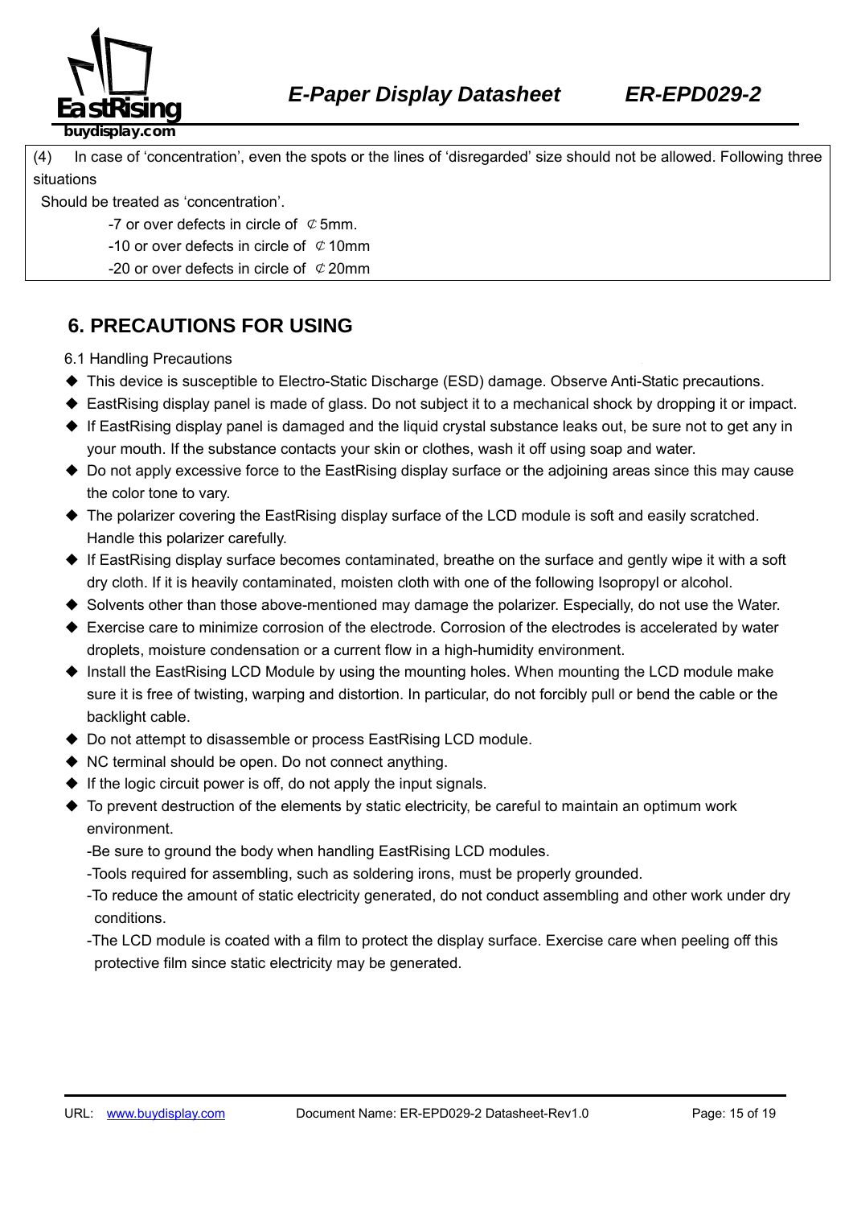(4) In case of 'concentration', even the spots or the lines of 'disregarded' size should not be allowed. Following three situations

Should be treated as 'concentration'.

-7 or over defects in circle of ⊄5mm.

-10 or over defects in circle of ⊄10mm

-20 or over defects in circle of ⊄20mm

## 6. PRECAUTIONS FOR USING

6.1 Handling Precautions

- This device is susceptible to Electro-Static Discharge (ESD) damage. Observe Anti-Static precautions.
- EastRising display panel is made of glass. Do not subject it to a mechanical shock by dropping it or impact.
- If EastRising display panel is damaged and the liquid crystal substance leaks out, be sure not to get any in your mouth. If the substance contacts your skin or clothes, wash it off using soap and water.
- Do not apply excessive force to the EastRising display surface or the adjoining areas since this may cause the color tone to vary.
- The polarizer covering the EastRising display surface of the LCD module is soft and easily scratched. Handle this polarizer carefully.
- If EastRising display surface becomes contaminated, breathe on the surface and gently wipe it with a soft dry cloth. If it is heavily contaminated, moisten cloth with one of the following Isopropyl or alcohol.
- Solvents other than those above-mentioned may damage the polarizer. Especially, do not use the Water.
- Exercise care to minimize corrosion of the electrode. Corrosion of the electrodes is accelerated by water droplets, moisture condensation or a current flow in a high-humidity environment.
- Install the EastRising LCD Module by using the mounting holes. When mounting the LCD module make sure it is free of twisting, warping and distortion. In particular, do not forcibly pull or bend the cable or the backlight cable.
- Do not attempt to disassemble or process EastRising LCD module.
- NC terminal should be open. Do not connect anything.
- If the logic circuit power is off, do not apply the input signals.
- To prevent destruction of the elements by static electricity, be careful to maintain an optimum work environment.
  - -Be sure to ground the body when handling EastRising LCD modules.
  - -Tools required for assembling, such as soldering irons, must be properly grounded.
  - -To reduce the amount of static electricity generated, do not conduct assembling and other work under dry conditions.
  - -The LCD module is coated with a film to protect the display surface. Exercise care when peeling off this protective film since static electricity may be generated.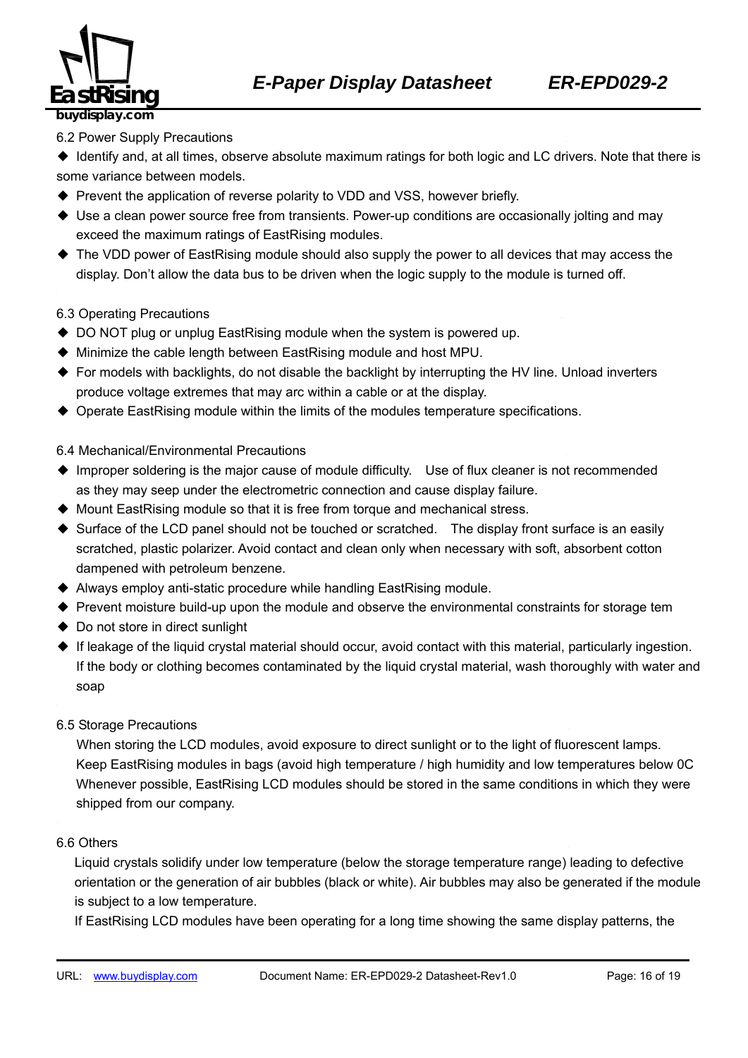6.2 Power Supply Precautions

- Identify and, at all times, observe absolute maximum ratings for both logic and LC drivers. Note that there is some variance between models.
- Prevent the application of reverse polarity to VDD and VSS, however briefly.
- Use a clean power source free from transients. Power-up conditions are occasionally jolting and may exceed the maximum ratings of EastRising modules.
- The VDD power of EastRising module should also supply the power to all devices that may access the display. Don't allow the data bus to be driven when the logic supply to the module is turned off.

6.3 Operating Precautions

- DO NOT plug or unplug EastRising module when the system is powered up.
- Minimize the cable length between EastRising module and host MPU.
- For models with backlights, do not disable the backlight by interrupting the HV line. Unload inverters produce voltage extremes that may arc within a cable or at the display.
- Operate EastRising module within the limits of the modules temperature specifications.

6.4 Mechanical/Environmental Precautions

- Improper soldering is the major cause of module difficulty. Use of flux cleaner is not recommended as they may seep under the electrometric connection and cause display failure.
- Mount EastRising module so that it is free from torque and mechanical stress.
- Surface of the LCD panel should not be touched or scratched. The display front surface is an easily scratched, plastic polarizer. Avoid contact and clean only when necessary with soft, absorbent cotton dampened with petroleum benzene.
- Always employ anti-static procedure while handling EastRising module.
- Prevent moisture build-up upon the module and observe the environmental constraints for storage tem
- Do not store in direct sunlight
- If leakage of the liquid crystal material should occur, avoid contact with this material, particularly ingestion. If the body or clothing becomes contaminated by the liquid crystal material, wash thoroughly with water and soap

6.5 Storage Precautions

When storing the LCD modules, avoid exposure to direct sunlight or to the light of fluorescent lamps. Keep EastRising modules in bags (avoid high temperature / high humidity and low temperatures below 0C Whenever possible, EastRising LCD modules should be stored in the same conditions in which they were shipped from our company.

6.6 Others

Liquid crystals solidify under low temperature (below the storage temperature range) leading to defective orientation or the generation of air bubbles (black or white). Air bubbles may also be generated if the module is subject to a low temperature.

If EastRising LCD modules have been operating for a long time showing the same display patterns, the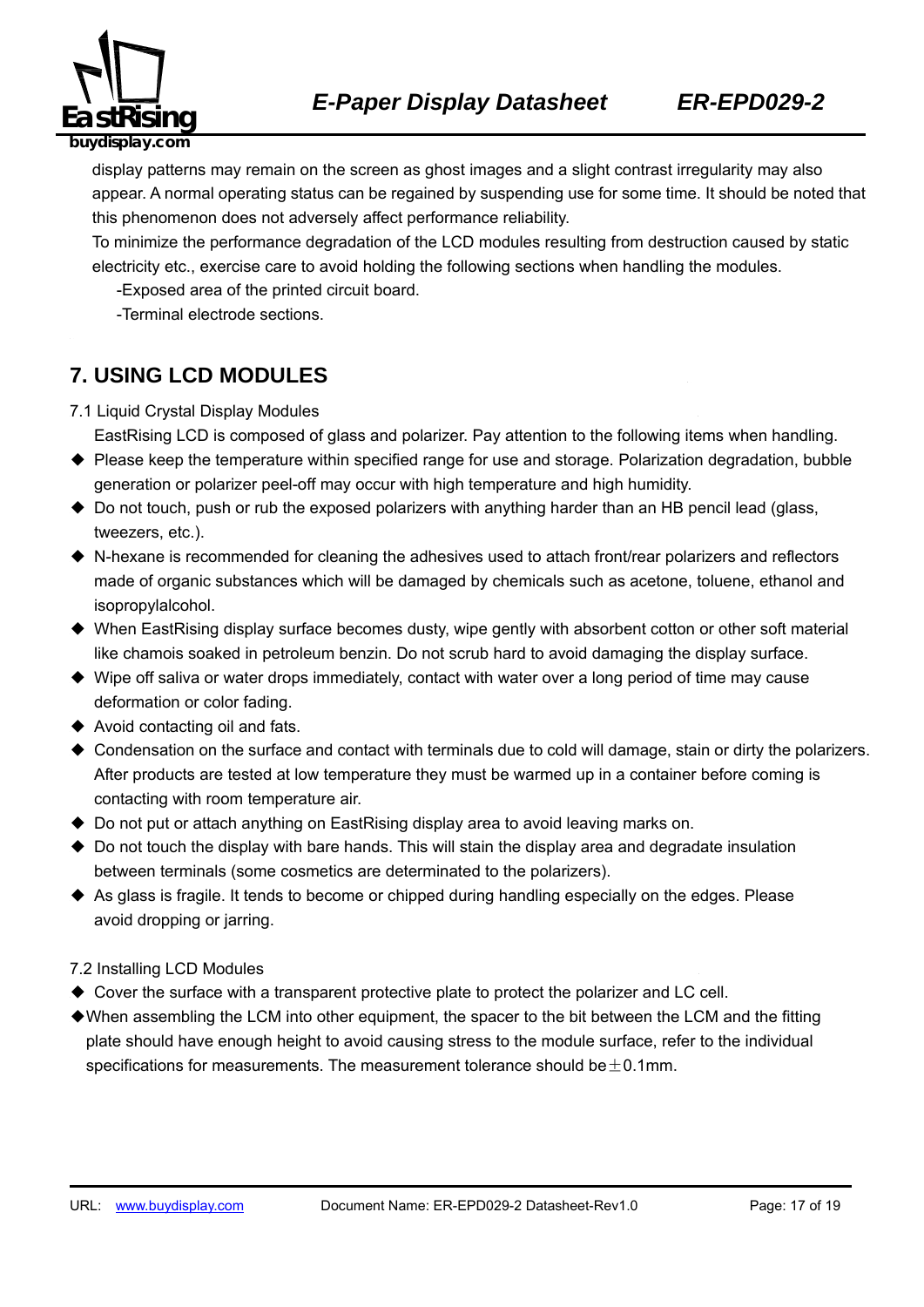display patterns may remain on the screen as ghost images and a slight contrast irregularity may also appear. A normal operating status can be regained by suspending use for some time. It should be noted that this phenomenon does not adversely affect performance reliability.

To minimize the performance degradation of the LCD modules resulting from destruction caused by static electricity etc., exercise care to avoid holding the following sections when handling the modules.

-Exposed area of the printed circuit board.

-Terminal electrode sections.

## 7. USING LCD MODULES

7.1 Liquid Crystal Display Modules

EastRising LCD is composed of glass and polarizer. Pay attention to the following items when handling.

- Please keep the temperature within specified range for use and storage. Polarization degradation, bubble generation or polarizer peel-off may occur with high temperature and high humidity.
- Do not touch, push or rub the exposed polarizers with anything harder than an HB pencil lead (glass, tweezers, etc.).
- N-hexane is recommended for cleaning the adhesives used to attach front/rear polarizers and reflectors made of organic substances which will be damaged by chemicals such as acetone, toluene, ethanol and isopropylalcohol.
- When EastRising display surface becomes dusty, wipe gently with absorbent cotton or other soft material like chamois soaked in petroleum benzin. Do not scrub hard to avoid damaging the display surface.
- Wipe off saliva or water drops immediately, contact with water over a long period of time may cause deformation or color fading.
- Avoid contacting oil and fats.
- Condensation on the surface and contact with terminals due to cold will damage, stain or dirty the polarizers. After products are tested at low temperature they must be warmed up in a container before coming is contacting with room temperature air.
- Do not put or attach anything on EastRising display area to avoid leaving marks on.
- Do not touch the display with bare hands. This will stain the display area and degrade insulation between terminals (some cosmetics are determinated to the polarizers).
- As glass is fragile. It tends to become or chipped during handling especially on the edges. Please avoid dropping or jarring.

7.2 Installing LCD Modules

- Cover the surface with a transparent protective plate to protect the polarizer and LC cell.
- When assembling the LCM into other equipment, the spacer to the bit between the LCM and the fitting plate should have enough height to avoid causing stress to the module surface, refer to the individual specifications for measurements. The measurement tolerance should be $\pm$0.1mm.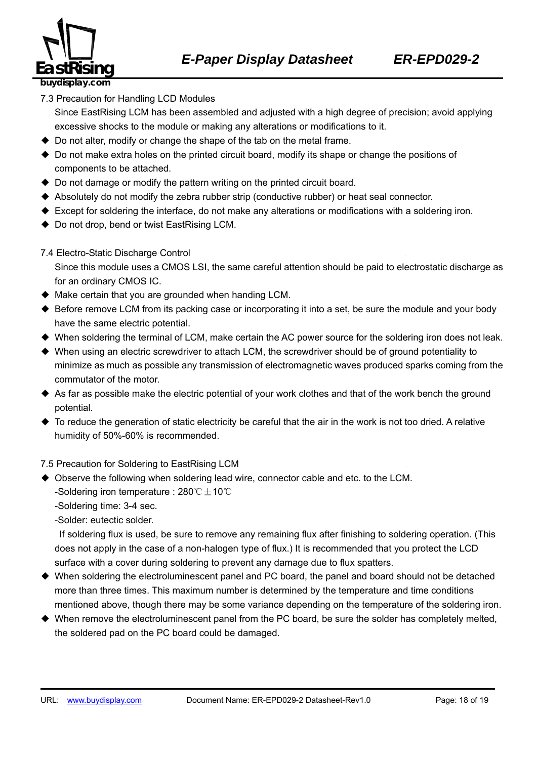### 7.3 Precaution for Handling LCD Modules

Since EastRising LCM has been assembled and adjusted with a high degree of precision; avoid applying excessive shocks to the module or making any alterations or modifications to it.

- Do not alter, modify or change the shape of the tab on the metal frame.
- Do not make extra holes on the printed circuit board, modify its shape or change the positions of components to be attached.
- Do not damage or modify the pattern writing on the printed circuit board.
- Absolutely do not modify the zebra rubber strip (conductive rubber) or heat seal connector.
- Except for soldering the interface, do not make any alterations or modifications with a soldering iron.
- Do not drop, bend or twist EastRising LCM.

### 7.4 Electro-Static Discharge Control

Since this module uses a CMOS LSI, the same careful attention should be paid to electrostatic discharge as for an ordinary CMOS IC.

- Make certain that you are grounded when handing LCM.
- Before remove LCM from its packing case or incorporating it into a set, be sure the module and your body have the same electric potential.
- When soldering the terminal of LCM, make certain the AC power source for the soldering iron does not leak.
- When using an electric screwdriver to attach LCM, the screwdriver should be of ground potentiality to minimize as much as possible any transmission of electromagnetic waves produced sparks coming from the commutator of the motor.
- As far as possible make the electric potential of your work clothes and that of the work bench the ground potential.
- To reduce the generation of static electricity be careful that the air in the work is not too dried. A relative humidity of 50%-60% is recommended.

### 7.5 Precaution for Soldering to EastRising LCM

- Observe the following when soldering lead wire, connector cable and etc. to the LCM.
  - -Soldering iron temperature : 280℃±10℃
  - -Soldering time: 3-4 sec.
  - -Solder: eutectic solder.

  If soldering flux is used, be sure to remove any remaining flux after finishing to soldering operation. (This does not apply in the case of a non-halogen type of flux.) It is recommended that you protect the LCD surface with a cover during soldering to prevent any damage due to flux spatters.
- When soldering the electroluminescent panel and PC board, the panel and board should not be detached more than three times. This maximum number is determined by the temperature and time conditions mentioned above, though there may be some variance depending on the temperature of the soldering iron.
- When remove the electroluminescent panel from the PC board, be sure the solder has completely melted, the soldered pad on the PC board could be damaged.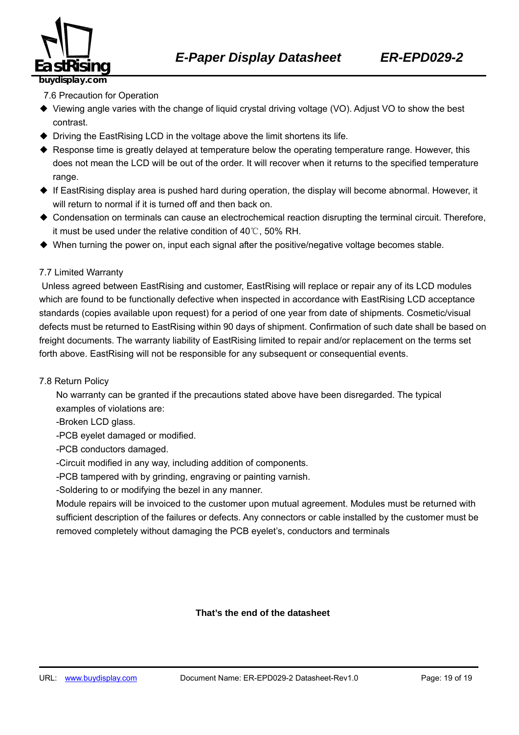### 7.6 Precaution for Operation

- Viewing angle varies with the change of liquid crystal driving voltage (VO). Adjust VO to show the best contrast.
- Driving the EastRising LCD in the voltage above the limit shortens its life.
- Response time is greatly delayed at temperature below the operating temperature range. However, this does not mean the LCD will be out of the order. It will recover when it returns to the specified temperature range.
- If EastRising display area is pushed hard during operation, the display will become abnormal. However, it will return to normal if it is turned off and then back on.
- Condensation on terminals can cause an electrochemical reaction disrupting the terminal circuit. Therefore, it must be used under the relative condition of 40℃, 50% RH.
- When turning the power on, input each signal after the positive/negative voltage becomes stable.

### 7.7 Limited Warranty

Unless agreed between EastRising and customer, EastRising will replace or repair any of its LCD modules which are found to be functionally defective when inspected in accordance with EastRising LCD acceptance standards (copies available upon request) for a period of one year from date of shipments. Cosmetic/visual defects must be returned to EastRising within 90 days of shipment. Confirmation of such date shall be based on freight documents. The warranty liability of EastRising limited to repair and/or replacement on the terms set forth above. EastRising will not be responsible for any subsequent or consequential events.

### 7.8 Return Policy

No warranty can be granted if the precautions stated above have been disregarded. The typical examples of violations are:

-Broken LCD glass.

-PCB eyelet damaged or modified.

-PCB conductors damaged.

-Circuit modified in any way, including addition of components.

-PCB tampered with by grinding, engraving or painting varnish.

-Soldering to or modifying the bezel in any manner.

Module repairs will be invoiced to the customer upon mutual agreement. Modules must be returned with sufficient description of the failures or defects. Any connectors or cable installed by the customer must be removed completely without damaging the PCB eyelet's, conductors and terminals

**That's the end of the datasheet**